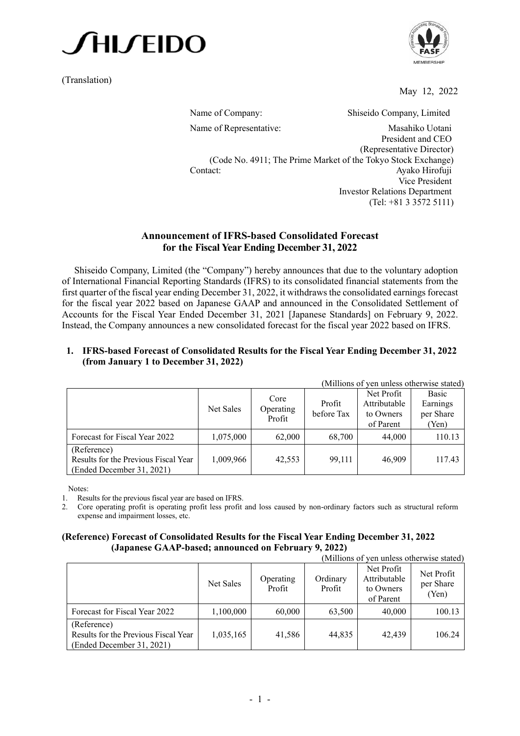SHISEIDO

(Translation)

May 12, 2022

Name of Company: Shiseido Company, Limited

Name of Representative: Masahiko Uotani
President and CEO
(Representative Director)
(Code No. 4911; The Prime Market of the Tokyo Stock Exchange)

Contact: Ayako Hirofuji
Vice President
Investor Relations Department
(Tel: +81 3 3572 5111)

## Announcement of IFRS-based Consolidated Forecast for the Fiscal Year Ending December 31, 2022

Shiseido Company, Limited (the "Company") hereby announces that due to the voluntary adoption of International Financial Reporting Standards (IFRS) to its consolidated financial statements from the first quarter of the fiscal year ending December 31, 2022, it withdraws the consolidated earnings forecast for the fiscal year 2022 based on Japanese GAAP and announced in the Consolidated Settlement of Accounts for the Fiscal Year Ended December 31, 2021 [Japanese Standards] on February 9, 2022. Instead, the Company announces a new consolidated forecast for the fiscal year 2022 based on IFRS.

### 1. IFRS-based Forecast of Consolidated Results for the Fiscal Year Ending December 31, 2022 (from January 1 to December 31, 2022)

(Millions of yen unless otherwise stated)

| | Net Sales | Core Operating Profit | Profit before Tax | Net Profit Attributable to Owners of Parent | Basic Earnings per Share (Yen) |
|---|---|---|---|---|---|
| Forecast for Fiscal Year 2022 | 1,075,000 | 62,000 | 68,700 | 44,000 | 110.13 |
| (Reference) Results for the Previous Fiscal Year (Ended December 31, 2021) | 1,009,966 | 42,553 | 99,111 | 46,909 | 117.43 |

Notes:
1. Results for the previous fiscal year are based on IFRS.
2. Core operating profit is operating profit less profit and loss caused by non-ordinary factors such as structural reform expense and impairment losses, etc.

### (Reference) Forecast of Consolidated Results for the Fiscal Year Ending December 31, 2022 (Japanese GAAP-based; announced on February 9, 2022)

(Millions of yen unless otherwise stated)

| | Net Sales | Operating Profit | Ordinary Profit | Net Profit Attributable to Owners of Parent | Net Profit per Share (Yen) |
|---|---|---|---|---|---|
| Forecast for Fiscal Year 2022 | 1,100,000 | 60,000 | 63,500 | 40,000 | 100.13 |
| (Reference) Results for the Previous Fiscal Year (Ended December 31, 2021) | 1,035,165 | 41,586 | 44,835 | 42,439 | 106.24 |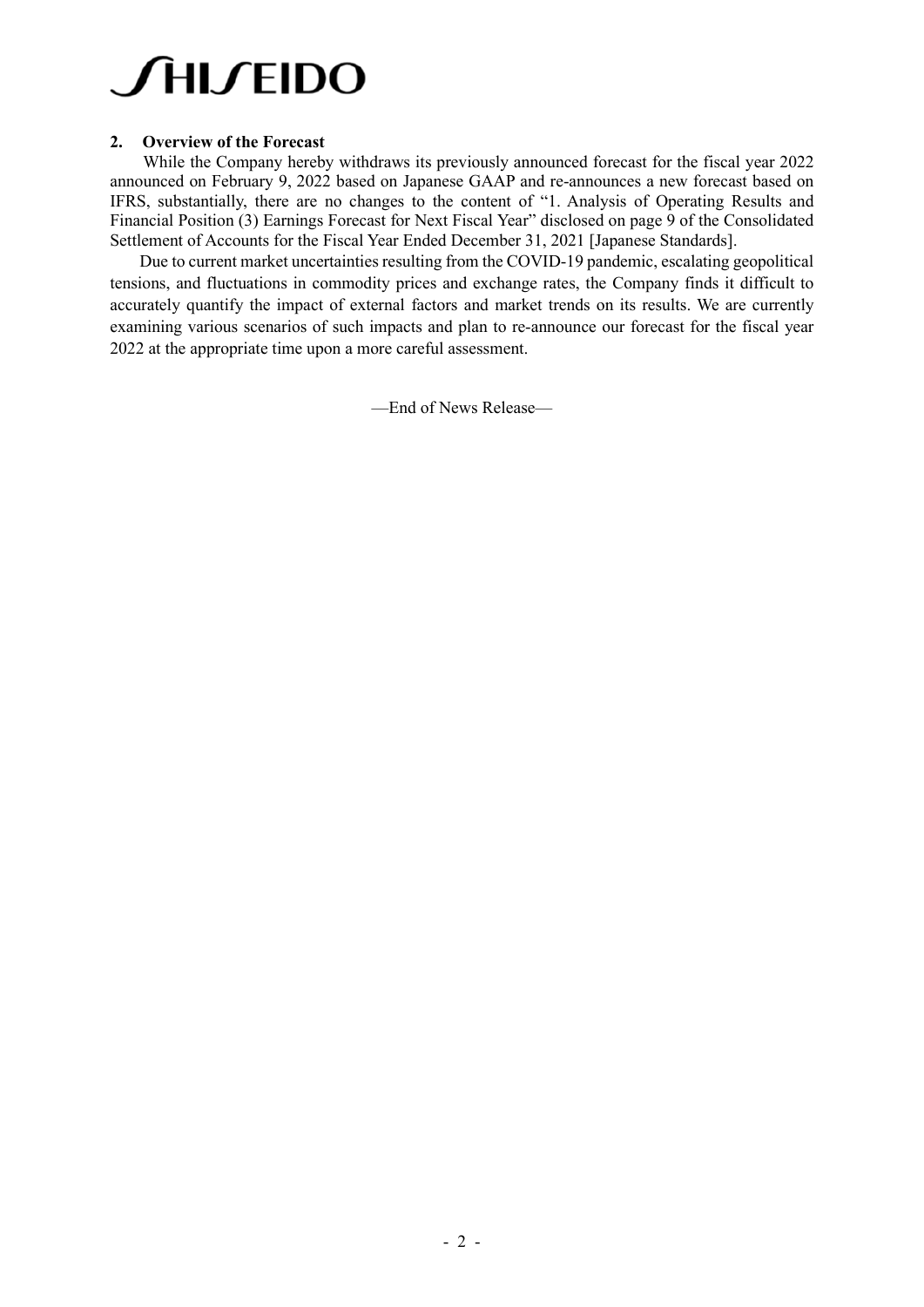## 2. Overview of the Forecast

While the Company hereby withdraws its previously announced forecast for the fiscal year 2022 announced on February 9, 2022 based on Japanese GAAP and re-announces a new forecast based on IFRS, substantially, there are no changes to the content of "1. Analysis of Operating Results and Financial Position (3) Earnings Forecast for Next Fiscal Year" disclosed on page 9 of the Consolidated Settlement of Accounts for the Fiscal Year Ended December 31, 2021 [Japanese Standards].

Due to current market uncertainties resulting from the COVID-19 pandemic, escalating geopolitical tensions, and fluctuations in commodity prices and exchange rates, the Company finds it difficult to accurately quantify the impact of external factors and market trends on its results. We are currently examining various scenarios of such impacts and plan to re-announce our forecast for the fiscal year 2022 at the appropriate time upon a more careful assessment.

—End of News Release—